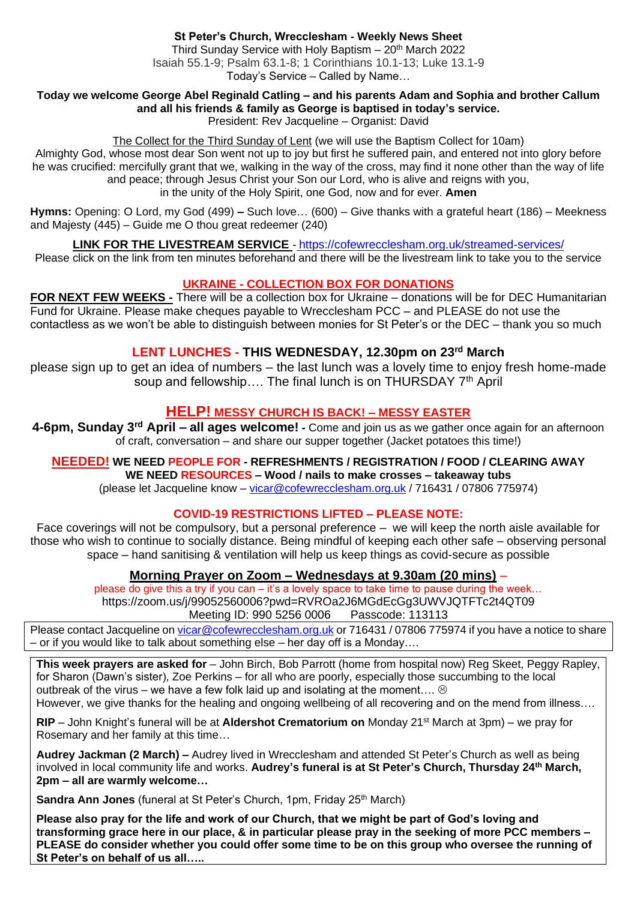**St Peter's Church, Wrecclesham - Weekly News Sheet**

Third Sunday Service with Holy Baptism – 20th March 2022

Isaiah 55.1-9; Psalm 63.1-8; 1 Corinthians 10.1-13; Luke 13.1-9

Today's Service – Called by Name…

**Today we welcome George Abel Reginald Catling – and his parents Adam and Sophia and brother Callum and all his friends & family as George is baptised in today's service.**

President: Rev Jacqueline – Organist: David

The Collect for the Third Sunday of Lent (we will use the Baptism Collect for 10am)

Almighty God, whose most dear Son went not up to joy but first he suffered pain, and entered not into glory before he was crucified: mercifully grant that we, walking in the way of the cross, may find it none other than the way of life and peace; through Jesus Christ your Son our Lord, who is alive and reigns with you, in the unity of the Holy Spirit, one God, now and for ever. **Amen**

**Hymns:** Opening: O Lord, my God (499) **–** Such love… (600) – Give thanks with a grateful heart (186) – Meekness and Majesty (445) – Guide me O thou great redeemer (240)

**LINK FOR THE LIVESTREAM SERVICE** - https://cofewrecclesham.org.uk/streamed-services/

Please click on the link from ten minutes beforehand and there will be the livestream link to take you to the service

## UKRAINE - COLLECTION BOX FOR DONATIONS

**FOR NEXT FEW WEEKS -** There will be a collection box for Ukraine – donations will be for DEC Humanitarian Fund for Ukraine. Please make cheques payable to Wrecclesham PCC – and PLEASE do not use the contactless as we won't be able to distinguish between monies for St Peter's or the DEC – thank you so much

## LENT LUNCHES - THIS WEDNESDAY, 12.30pm on 23rd March

please sign up to get an idea of numbers – the last lunch was a lovely time to enjoy fresh home-made soup and fellowship…. The final lunch is on THURSDAY 7th April

## HELP! MESSY CHURCH IS BACK! – MESSY EASTER

**4-6pm, Sunday 3rd April – all ages welcome! -** Come and join us as we gather once again for an afternoon of craft, conversation – and share our supper together (Jacket potatoes this time!)

**NEEDED! WE NEED PEOPLE FOR - REFRESHMENTS / REGISTRATION / FOOD / CLEARING AWAY**

**WE NEED RESOURCES – Wood / nails to make crosses – takeaway tubs**

(please let Jacqueline know – vicar@cofewrecclesham.org.uk / 716431 / 07806 775974)

## COVID-19 RESTRICTIONS LIFTED – PLEASE NOTE:

Face coverings will not be compulsory, but a personal preference – we will keep the north aisle available for those who wish to continue to socially distance. Being mindful of keeping each other safe – observing personal space – hand sanitising & ventilation will help us keep things as covid-secure as possible

## Morning Prayer on Zoom – Wednesdays at 9.30am (20 mins) –

please do give this a try if you can – it's a lovely space to take time to pause during the week…

https://zoom.us/j/99052560006?pwd=RVROa2J6MGdEcGg3UWVJQTFTc2t4QT09

Meeting ID: 990 5256 0006 Passcode: 113113

Please contact Jacqueline on vicar@cofewrecclesham.org.uk or 716431 / 07806 775974 if you have a notice to share – or if you would like to talk about something else – her day off is a Monday….

**This week prayers are asked for** – John Birch, Bob Parrott (home from hospital now) Reg Skeet, Peggy Rapley, for Sharon (Dawn's sister), Zoe Perkins – for all who are poorly, especially those succumbing to the local outbreak of the virus – we have a few folk laid up and isolating at the moment…. ☹

However, we give thanks for the healing and ongoing wellbeing of all recovering and on the mend from illness….

**RIP** – John Knight's funeral will be at **Aldershot Crematorium on** Monday 21st March at 3pm) – we pray for Rosemary and her family at this time…

**Audrey Jackman (2 March) –** Audrey lived in Wrecclesham and attended St Peter's Church as well as being involved in local community life and works. **Audrey's funeral is at St Peter's Church, Thursday 24th March, 2pm – all are warmly welcome…**

**Sandra Ann Jones** (funeral at St Peter's Church, 1pm, Friday 25th March)

**Please also pray for the life and work of our Church, that we might be part of God's loving and transforming grace here in our place, & in particular please pray in the seeking of more PCC members – PLEASE do consider whether you could offer some time to be on this group who oversee the running of St Peter's on behalf of us all…..**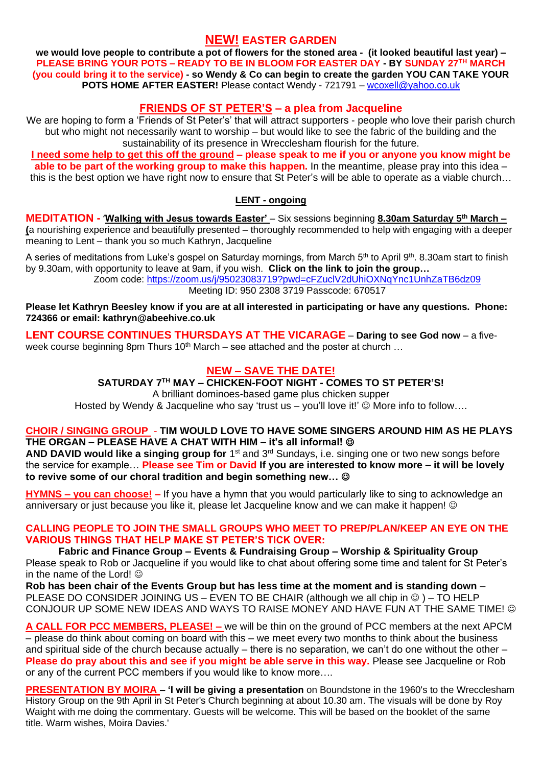## **NEW!** EASTER GARDEN

**we would love people to contribute a pot of flowers for the stoned area - (it looked beautiful last year) – PLEASE BRING YOUR POTS – READY TO BE IN BLOOM FOR EASTER DAY - BY SUNDAY 27TH MARCH (you could bring it to the service) - so Wendy & Co can begin to create the garden YOU CAN TAKE YOUR POTS HOME AFTER EASTER!** Please contact Wendy - 721791 – wcoxell@yahoo.co.uk

## FRIENDS OF ST PETER'S – a plea from Jacqueline

We are hoping to form a 'Friends of St Peter's' that will attract supporters - people who love their parish church but who might not necessarily want to worship – but would like to see the fabric of the building and the sustainability of its presence in Wrecclesham flourish for the future.

**I need some help to get this off the ground – please speak to me if you or anyone you know might be able to be part of the working group to make this happen.** In the meantime, please pray into this idea – this is the best option we have right now to ensure that St Peter's will be able to operate as a viable church…

### LENT - ongoing

**MEDITATION** - **'Walking with Jesus towards Easter'** – Six sessions beginning **8.30am Saturday 5th March – (**a nourishing experience and beautifully presented – thoroughly recommended to help with engaging with a deeper meaning to Lent – thank you so much Kathryn, Jacqueline

A series of meditations from Luke's gospel on Saturday mornings, from March 5th to April 9th. 8.30am start to finish by 9.30am, with opportunity to leave at 9am, if you wish. **Click on the link to join the group…**

Zoom code: https://zoom.us/j/95023083719?pwd=cFZuclV2dUhiOXNqYnc1UnhZaTB6dz09
Meeting ID: 950 2308 3719 Passcode: 670517

**Please let Kathryn Beesley know if you are at all interested in participating or have any questions. Phone: 724366 or email: kathryn@abeehive.co.uk**

**LENT COURSE CONTINUES THURSDAYS AT THE VICARAGE** – **Daring to see God now** – a five-week course beginning 8pm Thurs 10th March – see attached and the poster at church …

## NEW – SAVE THE DATE!

**SATURDAY 7TH MAY – CHICKEN-FOOT NIGHT - COMES TO ST PETER'S!**

A brilliant dominoes-based game plus chicken supper
Hosted by Wendy & Jacqueline who say 'trust us – you'll love it!' ☺ More info to follow….

**CHOIR / SINGING GROUP** - **TIM WOULD LOVE TO HAVE SOME SINGERS AROUND HIM AS HE PLAYS THE ORGAN – PLEASE HAVE A CHAT WITH HIM – it's all informal! ☺**
**AND DAVID would like a singing group for** 1st and 3rd Sundays, i.e. singing one or two new songs before the service for example… **Please see Tim or David If you are interested to know more – it will be lovely to revive some of our choral tradition and begin something new… ☺**

**HYMNS – you can choose! –** If you have a hymn that you would particularly like to sing to acknowledge an anniversary or just because you like it, please let Jacqueline know and we can make it happen! ☺

**CALLING PEOPLE TO JOIN THE SMALL GROUPS WHO MEET TO PREP/PLAN/KEEP AN EYE ON THE VARIOUS THINGS THAT HELP MAKE ST PETER'S TICK OVER:**

**Fabric and Finance Group – Events & Fundraising Group – Worship & Spirituality Group**
Please speak to Rob or Jacqueline if you would like to chat about offering some time and talent for St Peter's in the name of the Lord! ☺

**Rob has been chair of the Events Group but has less time at the moment and is standing down** – PLEASE DO CONSIDER JOINING US – EVEN TO BE CHAIR (although we all chip in ☺ ) – TO HELP CONJOUR UP SOME NEW IDEAS AND WAYS TO RAISE MONEY AND HAVE FUN AT THE SAME TIME! ☺

**A CALL FOR PCC MEMBERS, PLEASE! –** we will be thin on the ground of PCC members at the next APCM – please do think about coming on board with this – we meet every two months to think about the business and spiritual side of the church because actually – there is no separation, we can't do one without the other – **Please do pray about this and see if you might be able serve in this way.** Please see Jacqueline or Rob or any of the current PCC members if you would like to know more….

**PRESENTATION BY MOIRA** – **'I will be giving a presentation** on Boundstone in the 1960's to the Wrecclesham History Group on the 9th April in St Peter's Church beginning at about 10.30 am. The visuals will be done by Roy Waight with me doing the commentary. Guests will be welcome. This will be based on the booklet of the same title. Warm wishes, Moira Davies.'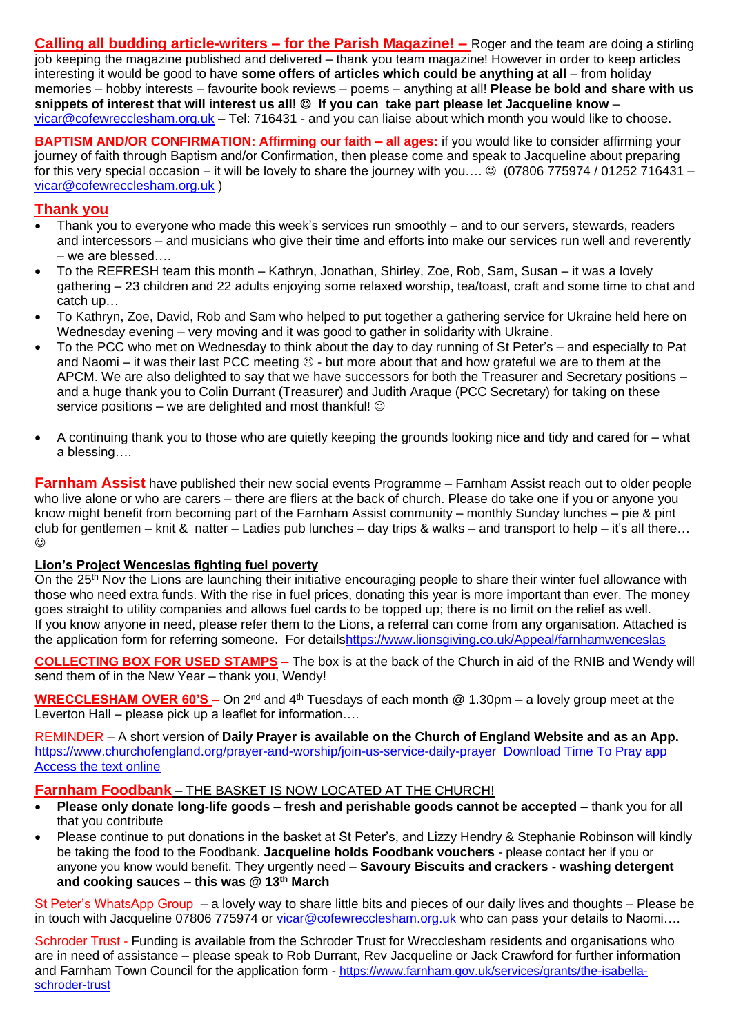**Calling all budding article-writers – for the Parish Magazine! –** Roger and the team are doing a stirling job keeping the magazine published and delivered – thank you team magazine! However in order to keep articles interesting it would be good to have **some offers of articles which could be anything at all** – from holiday memories – hobby interests – favourite book reviews – poems – anything at all! **Please be bold and share with us snippets of interest that will interest us all! ☺ If you can take part please let Jacqueline know** – vicar@cofewrecclesham.org.uk – Tel: 716431 - and you can liaise about which month you would like to choose.

**BAPTISM AND/OR CONFIRMATION: Affirming our faith – all ages:** if you would like to consider affirming your journey of faith through Baptism and/or Confirmation, then please come and speak to Jacqueline about preparing for this very special occasion – it will be lovely to share the journey with you…. ☺ (07806 775974 / 01252 716431 – vicar@cofewrecclesham.org.uk )

## Thank you

- Thank you to everyone who made this week's services run smoothly – and to our servers, stewards, readers and intercessors – and musicians who give their time and efforts into make our services run well and reverently – we are blessed….
- To the REFRESH team this month – Kathryn, Jonathan, Shirley, Zoe, Rob, Sam, Susan – it was a lovely gathering – 23 children and 22 adults enjoying some relaxed worship, tea/toast, craft and some time to chat and catch up…
- To Kathryn, Zoe, David, Rob and Sam who helped to put together a gathering service for Ukraine held here on Wednesday evening – very moving and it was good to gather in solidarity with Ukraine.
- To the PCC who met on Wednesday to think about the day to day running of St Peter's – and especially to Pat and Naomi – it was their last PCC meeting ☹ - but more about that and how grateful we are to them at the APCM. We are also delighted to say that we have successors for both the Treasurer and Secretary positions – and a huge thank you to Colin Durrant (Treasurer) and Judith Araque (PCC Secretary) for taking on these service positions – we are delighted and most thankful! ☺
- A continuing thank you to those who are quietly keeping the grounds looking nice and tidy and cared for – what a blessing….

**Farnham Assist** have published their new social events Programme – Farnham Assist reach out to older people who live alone or who are carers – there are fliers at the back of church. Please do take one if you or anyone you know might benefit from becoming part of the Farnham Assist community – monthly Sunday lunches – pie & pint club for gentlemen – knit & natter – Ladies pub lunches – day trips & walks – and transport to help – it's all there… ☺

**Lion's Project Wenceslas fighting fuel poverty**

On the 25th Nov the Lions are launching their initiative encouraging people to share their winter fuel allowance with those who need extra funds. With the rise in fuel prices, donating this year is more important than ever. The money goes straight to utility companies and allows fuel cards to be topped up; there is no limit on the relief as well.
If you know anyone in need, please refer them to the Lions, a referral can come from any organisation. Attached is the application form for referring someone. For detailshttps://www.lionsgiving.co.uk/Appeal/farnhamwenceslas

**COLLECTING BOX FOR USED STAMPS –** The box is at the back of the Church in aid of the RNIB and Wendy will send them of in the New Year – thank you, Wendy!

**WRECCLESHAM OVER 60'S –** On 2nd and 4th Tuesdays of each month @ 1.30pm – a lovely group meet at the Leverton Hall – please pick up a leaflet for information….

REMINDER – A short version of **Daily Prayer is available on the Church of England Website and as an App.** https://www.churchofengland.org/prayer-and-worship/join-us-service-daily-prayer Download Time To Pray app Access the text online

**Farnham Foodbank** – THE BASKET IS NOW LOCATED AT THE CHURCH!

- **Please only donate long-life goods – fresh and perishable goods cannot be accepted –** thank you for all that you contribute
- Please continue to put donations in the basket at St Peter's, and Lizzy Hendry & Stephanie Robinson will kindly be taking the food to the Foodbank. **Jacqueline holds Foodbank vouchers** - please contact her if you or anyone you know would benefit. They urgently need – **Savoury Biscuits and crackers - washing detergent and cooking sauces – this was @ 13th March**

St Peter's WhatsApp Group – a lovely way to share little bits and pieces of our daily lives and thoughts – Please be in touch with Jacqueline 07806 775974 or vicar@cofewrecclesham.org.uk who can pass your details to Naomi….

Schroder Trust - Funding is available from the Schroder Trust for Wrecclesham residents and organisations who are in need of assistance – please speak to Rob Durrant, Rev Jacqueline or Jack Crawford for further information and Farnham Town Council for the application form - https://www.farnham.gov.uk/services/grants/the-isabella-schroder-trust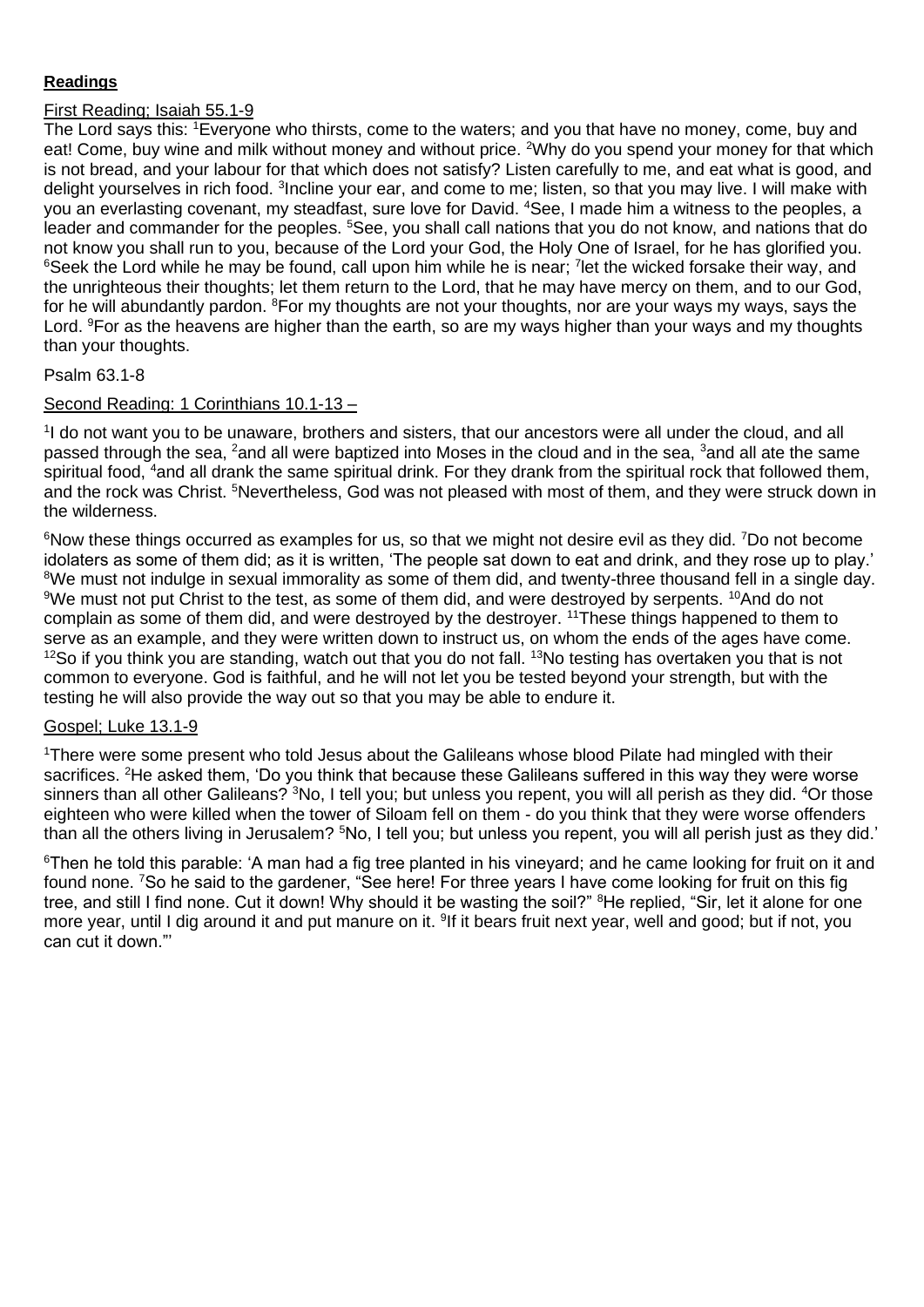**Readings**

First Reading; Isaiah 55.1-9

The Lord says this: [1]Everyone who thirsts, come to the waters; and you that have no money, come, buy and eat! Come, buy wine and milk without money and without price. [2]Why do you spend your money for that which is not bread, and your labour for that which does not satisfy? Listen carefully to me, and eat what is good, and delight yourselves in rich food. [3]Incline your ear, and come to me; listen, so that you may live. I will make with you an everlasting covenant, my steadfast, sure love for David. [4]See, I made him a witness to the peoples, a leader and commander for the peoples. [5]See, you shall call nations that you do not know, and nations that do not know you shall run to you, because of the Lord your God, the Holy One of Israel, for he has glorified you. [6]Seek the Lord while he may be found, call upon him while he is near; [7]let the wicked forsake their way, and the unrighteous their thoughts; let them return to the Lord, that he may have mercy on them, and to our God, for he will abundantly pardon. [8]For my thoughts are not your thoughts, nor are your ways my ways, says the Lord. [9]For as the heavens are higher than the earth, so are my ways higher than your ways and my thoughts than your thoughts.

Psalm 63.1-8

Second Reading: 1 Corinthians 10.1-13 –

[1]I do not want you to be unaware, brothers and sisters, that our ancestors were all under the cloud, and all passed through the sea, [2]and all were baptized into Moses in the cloud and in the sea, [3]and all ate the same spiritual food, [4]and all drank the same spiritual drink. For they drank from the spiritual rock that followed them, and the rock was Christ. [5]Nevertheless, God was not pleased with most of them, and they were struck down in the wilderness.

[6]Now these things occurred as examples for us, so that we might not desire evil as they did. [7]Do not become idolaters as some of them did; as it is written, 'The people sat down to eat and drink, and they rose up to play.' [8]We must not indulge in sexual immorality as some of them did, and twenty-three thousand fell in a single day. [9]We must not put Christ to the test, as some of them did, and were destroyed by serpents. [10]And do not complain as some of them did, and were destroyed by the destroyer. [11]These things happened to them to serve as an example, and they were written down to instruct us, on whom the ends of the ages have come. [12]So if you think you are standing, watch out that you do not fall. [13]No testing has overtaken you that is not common to everyone. God is faithful, and he will not let you be tested beyond your strength, but with the testing he will also provide the way out so that you may be able to endure it.

Gospel; Luke 13.1-9

[1]There were some present who told Jesus about the Galileans whose blood Pilate had mingled with their sacrifices. [2]He asked them, 'Do you think that because these Galileans suffered in this way they were worse sinners than all other Galileans? [3]No, I tell you; but unless you repent, you will all perish as they did. [4]Or those eighteen who were killed when the tower of Siloam fell on them - do you think that they were worse offenders than all the others living in Jerusalem? [5]No, I tell you; but unless you repent, you will all perish just as they did.'

[6]Then he told this parable: 'A man had a fig tree planted in his vineyard; and he came looking for fruit on it and found none. [7]So he said to the gardener, "See here! For three years I have come looking for fruit on this fig tree, and still I find none. Cut it down! Why should it be wasting the soil?" [8]He replied, "Sir, let it alone for one more year, until I dig around it and put manure on it. [9]If it bears fruit next year, well and good; but if not, you can cut it down."'